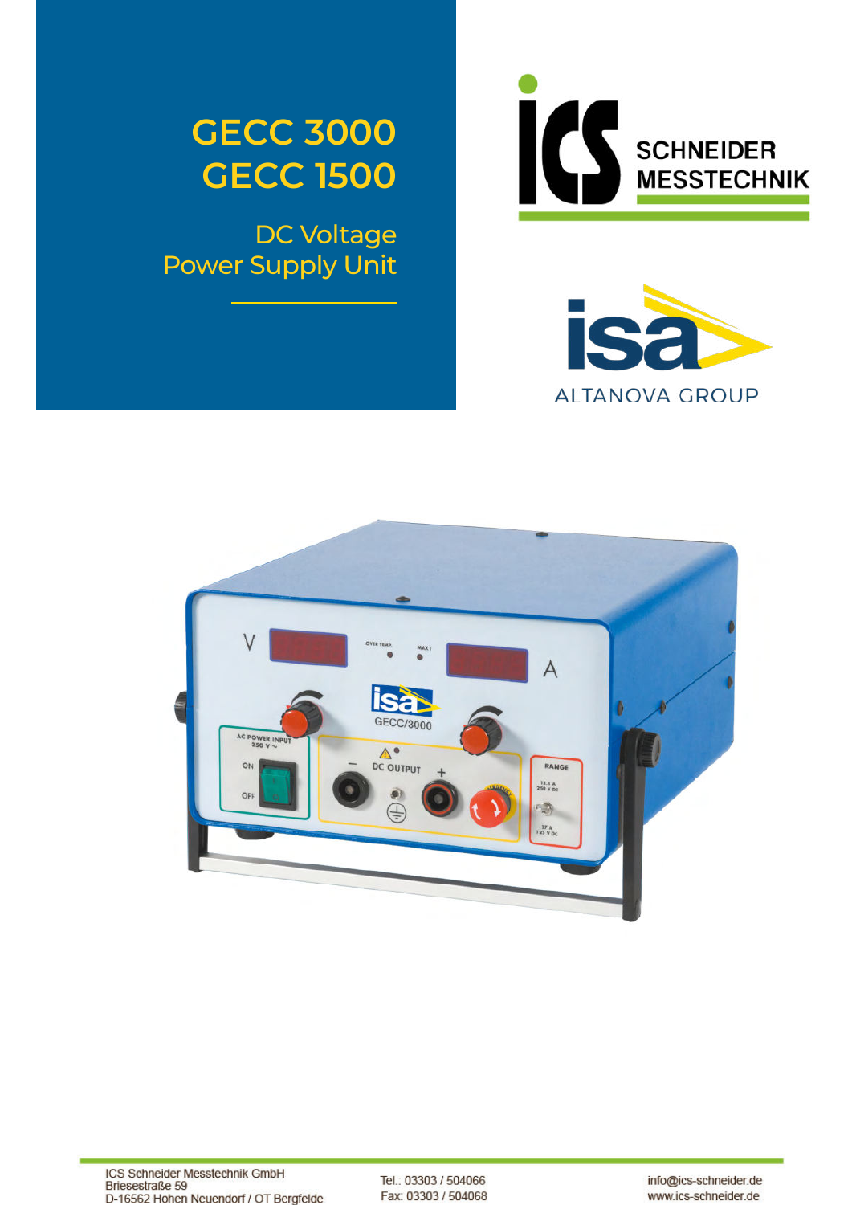# GECC 3000
# GECC 1500

## DC Voltage Power Supply Unit

ICS SCHNEIDER MESSTECHNIK

isa ALTANOVA GROUP

ICS Schneider Messtechnik GmbH
Briesestraße 59
D-16562 Hohen Neuendorf / OT Bergfelde

Tel.: 03303 / 504066
Fax: 03303 / 504068

info@ics-schneider.de
www.ics-schneider.de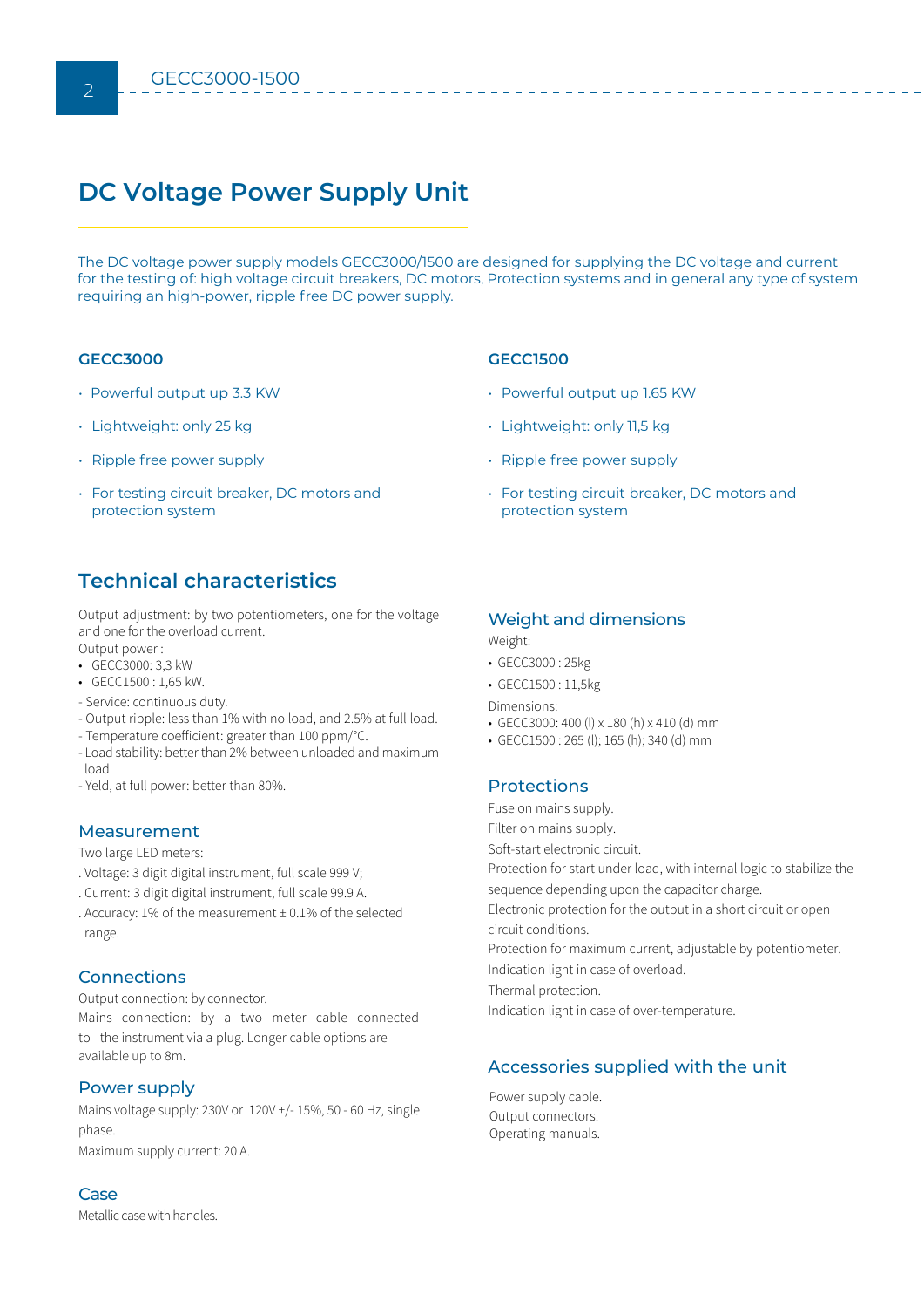# DC Voltage Power Supply Unit

The DC voltage power supply models GECC3000/1500 are designed for supplying the DC voltage and current for the testing of: high voltage circuit breakers, DC motors, Protection systems and in general any type of system requiring an high-power, ripple free DC power supply.

### GECC3000

- Powerful output up 3.3 KW
- Lightweight: only 25 kg
- Ripple free power supply
- For testing circuit breaker, DC motors and protection system

### GECC1500

- Powerful output up 1.65 KW
- Lightweight: only 11,5 kg
- Ripple free power supply
- For testing circuit breaker, DC motors and protection system

## Technical characteristics

Output adjustment: by two potentiometers, one for the voltage and one for the overload current.
Output power :

- GECC3000: 3,3 kW
- GECC1500 : 1,65 kW.

- Service: continuous duty.
- Output ripple: less than 1% with no load, and 2.5% at full load.
- Temperature coefficient: greater than 100 ppm/°C.
- Load stability: better than 2% between unloaded and maximum load.
- Yeld, at full power: better than 80%.

### Measurement

Two large LED meters:

. Voltage: 3 digit digital instrument, full scale 999 V;
. Current: 3 digit digital instrument, full scale 99.9 A.
. Accuracy: 1% of the measurement ± 0.1% of the selected range.

### Connections

Output connection: by connector.
Mains connection: by a two meter cable connected to the instrument via a plug. Longer cable options are available up to 8m.

### Power supply

Mains voltage supply: 230V or 120V +/- 15%, 50 - 60 Hz, single phase.

Maximum supply current: 20 A.

### Case

Metallic case with handles.

### Weight and dimensions

Weight:

- GECC3000 : 25kg
- GECC1500 : 11,5kg

Dimensions:

- GECC3000: 400 (l) x 180 (h) x 410 (d) mm
- GECC1500 : 265 (l); 165 (h); 340 (d) mm

### Protections

Fuse on mains supply.
Filter on mains supply.
Soft-start electronic circuit.
Protection for start under load, with internal logic to stabilize the sequence depending upon the capacitor charge.
Electronic protection for the output in a short circuit or open circuit conditions.
Protection for maximum current, adjustable by potentiometer.
Indication light in case of overload.
Thermal protection.
Indication light in case of over-temperature.

### Accessories supplied with the unit

Power supply cable.
Output connectors.
Operating manuals.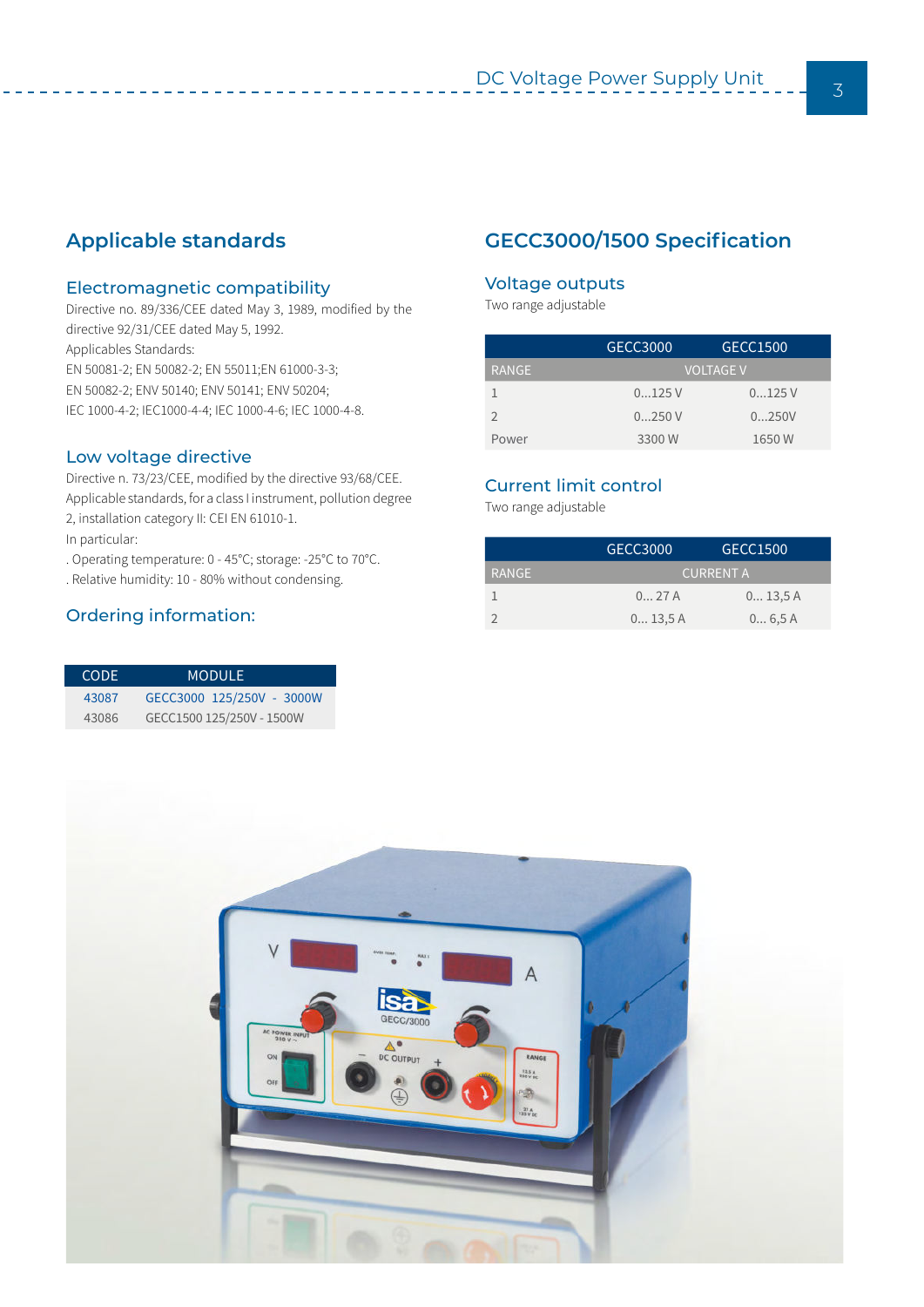## Applicable standards

### Electromagnetic compatibility

Directive no. 89/336/CEE dated May 3, 1989, modified by the directive 92/31/CEE dated May 5, 1992.
Applicables Standards:
EN 50081-2; EN 50082-2; EN 55011;EN 61000-3-3;
EN 50082-2; ENV 50140; ENV 50141; ENV 50204;
IEC 1000-4-2; IEC1000-4-4; IEC 1000-4-6; IEC 1000-4-8.

### Low voltage directive

Directive n. 73/23/CEE, modified by the directive 93/68/CEE.
Applicable standards, for a class I instrument, pollution degree 2, installation category II: CEI EN 61010-1.
In particular:
. Operating temperature: 0 - 45°C; storage: -25°C to 70°C.
. Relative humidity: 10 - 80% without condensing.

### Ordering information:

| CODE | MODULE |
|---|---|
| 43087 | GECC3000 125/250V - 3000W |
| 43086 | GECC1500 125/250V - 1500W |

## GECC3000/1500 Specification

### Voltage outputs

Two range adjustable

| | GECC3000 | GECC1500 |
|---|---|---|
| RANGE | VOLTAGE V | |
| 1 | 0...125 V | 0...125 V |
| 2 | 0...250 V | 0...250V |
| Power | 3300 W | 1650 W |

### Current limit control

Two range adjustable

| | GECC3000 | GECC1500 |
|---|---|---|
| RANGE | CURRENT A | |
| 1 | 0... 27 A | 0... 13,5 A |
| 2 | 0... 13,5 A | 0... 6,5 A |